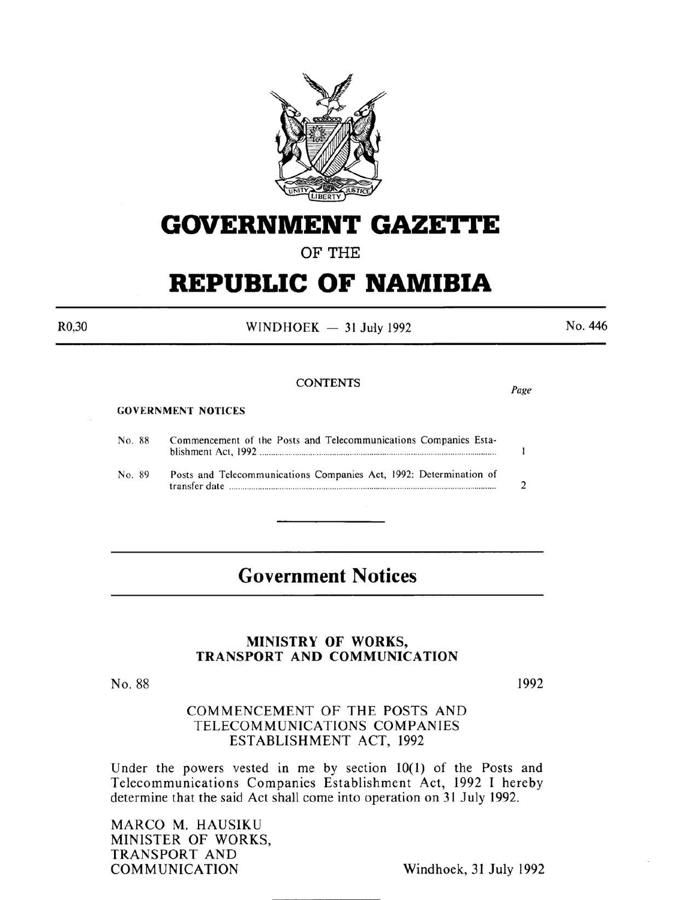# GOVERNMENT GAZETTE

OF THE

# REPUBLIC OF NAMIBIA

R0,30 — WINDHOEK — 31 July 1992 — No. 446

CONTENTS

| | | Page |
|---|---|---|
| **GOVERNMENT NOTICES** | | |
| No. 88 | Commencement of the Posts and Telecommunications Companies Establishment Act, 1992 | 1 |
| No. 89 | Posts and Telecommunications Companies Act, 1992: Determination of transfer date | 2 |

## Government Notices

### MINISTRY OF WORKS, TRANSPORT AND COMMUNICATION

No. 88 — 1992

COMMENCEMENT OF THE POSTS AND TELECOMMUNICATIONS COMPANIES ESTABLISHMENT ACT, 1992

Under the powers vested in me by section 10(1) of the Posts and Telecommunications Companies Establishment Act, 1992 I hereby determine that the said Act shall come into operation on 31 July 1992.

MARCO M. HAUSIKU
MINISTER OF WORKS,
TRANSPORT AND
COMMUNICATION

Windhoek, 31 July 1992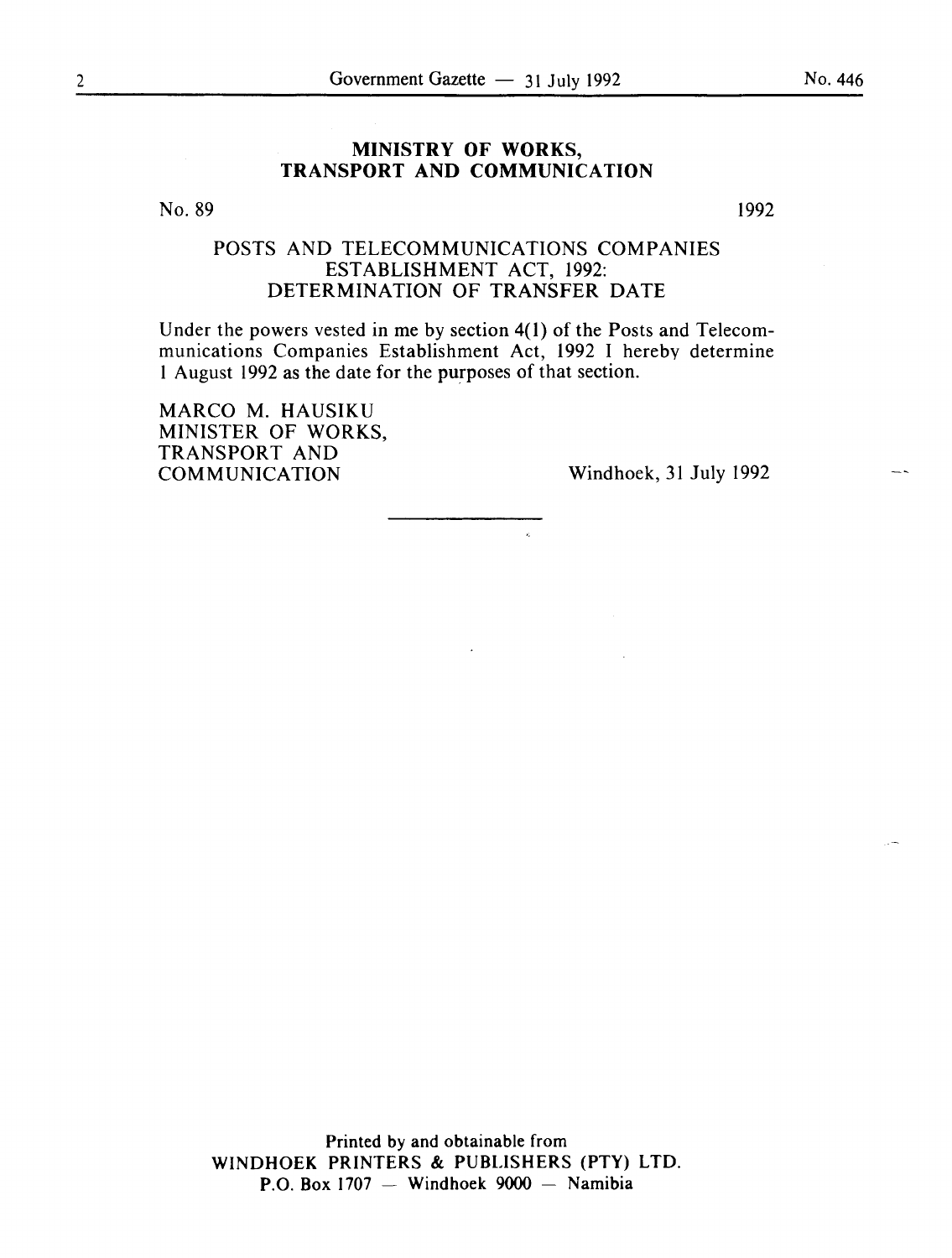## MINISTRY OF WORKS, TRANSPORT AND COMMUNICATION

No. 89 1992

### POSTS AND TELECOMMUNICATIONS COMPANIES ESTABLISHMENT ACT, 1992: DETERMINATION OF TRANSFER DATE

Under the powers vested in me by section 4(1) of the Posts and Telecommunications Companies Establishment Act, 1992 I hereby determine 1 August 1992 as the date for the purposes of that section.

MARCO M. HAUSIKU
MINISTER OF WORKS, TRANSPORT AND COMMUNICATION

Windhoek, 31 July 1992

---

Printed by and obtainable from
WINDHOEK PRINTERS & PUBLISHERS (PTY) LTD.
P.O. Box 1707 — Windhoek 9000 — Namibia